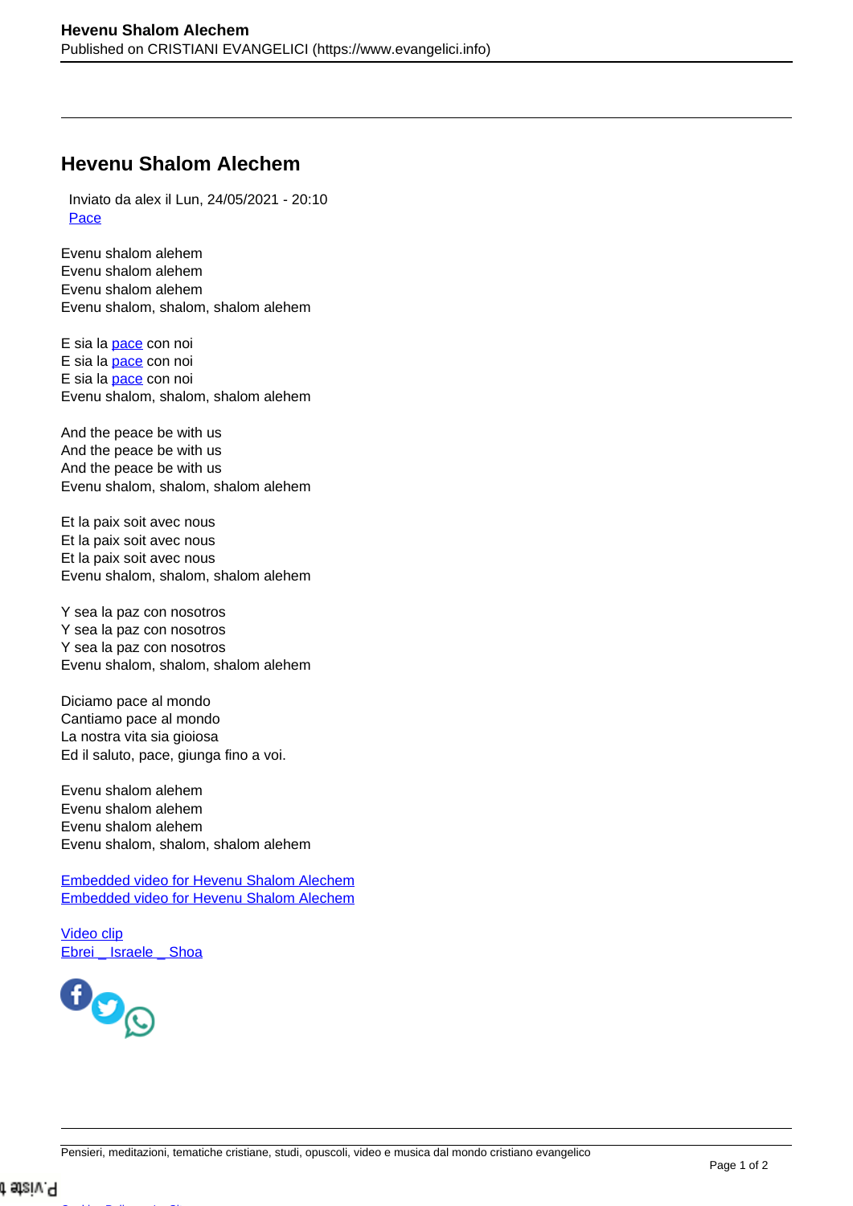# Hevenu Shalom Alechem

Inviato da alex il Lun, 24/05/2021 - 20:10
Pace

Evenu shalom alehem
Evenu shalom alehem
Evenu shalom alehem
Evenu shalom, shalom, shalom alehem

E sia la pace con noi
E sia la pace con noi
E sia la pace con noi
Evenu shalom, shalom, shalom alehem

And the peace be with us
And the peace be with us
And the peace be with us
Evenu shalom, shalom, shalom alehem

Et la paix soit avec nous
Et la paix soit avec nous
Et la paix soit avec nous
Evenu shalom, shalom, shalom alehem

Y sea la paz con nosotros
Y sea la paz con nosotros
Y sea la paz con nosotros
Evenu shalom, shalom, shalom alehem

Diciamo pace al mondo
Cantiamo pace al mondo
La nostra vita sia gioiosa
Ed il saluto, pace, giunga fino a voi.

Evenu shalom alehem
Evenu shalom alehem
Evenu shalom alehem
Evenu shalom, shalom, shalom alehem

Embedded video for Hevenu Shalom Alechem
Embedded video for Hevenu Shalom Alechem

Video clip
Ebrei _ Israele _ Shoa

Pensieri, meditazioni, tematiche cristiane, studi, opuscoli, video e musica dal mondo cristiano evangelico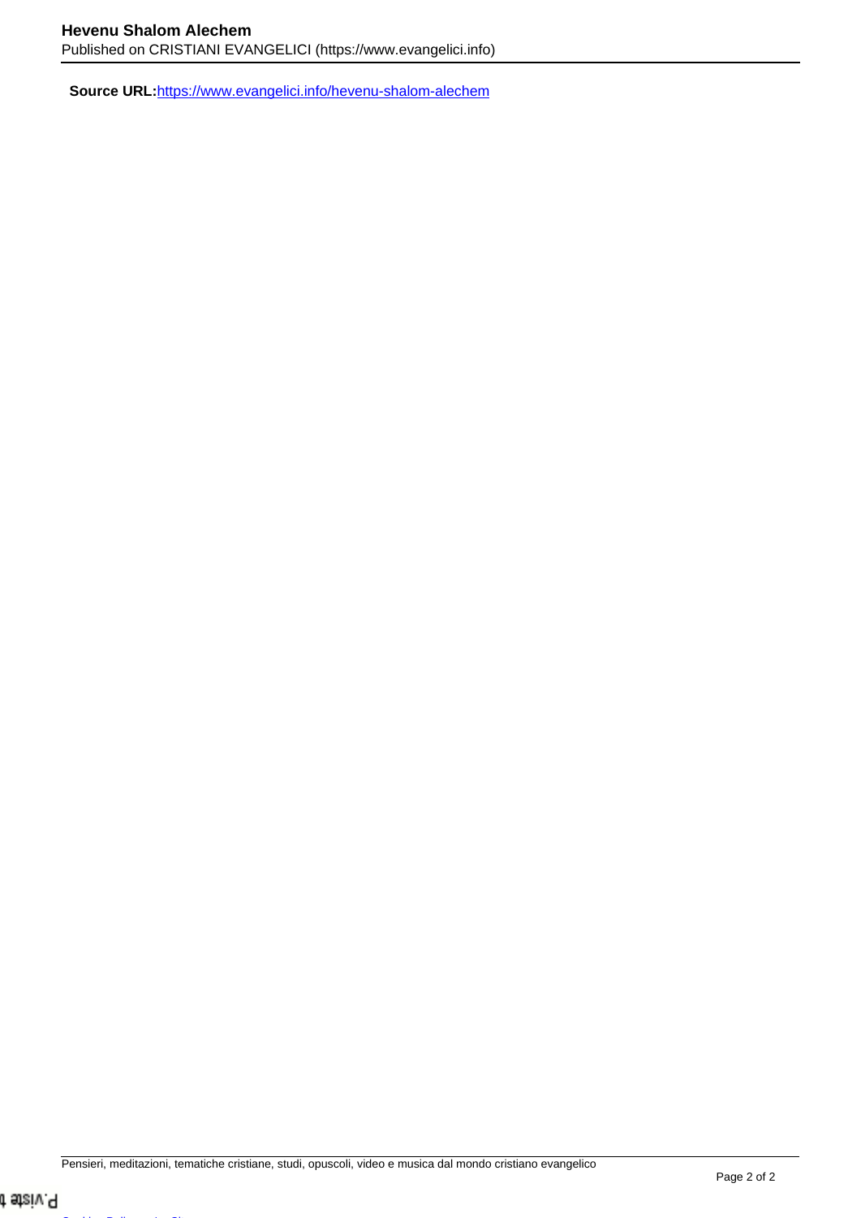**Source URL:**https://www.evangelici.info/hevenu-shalom-alechem